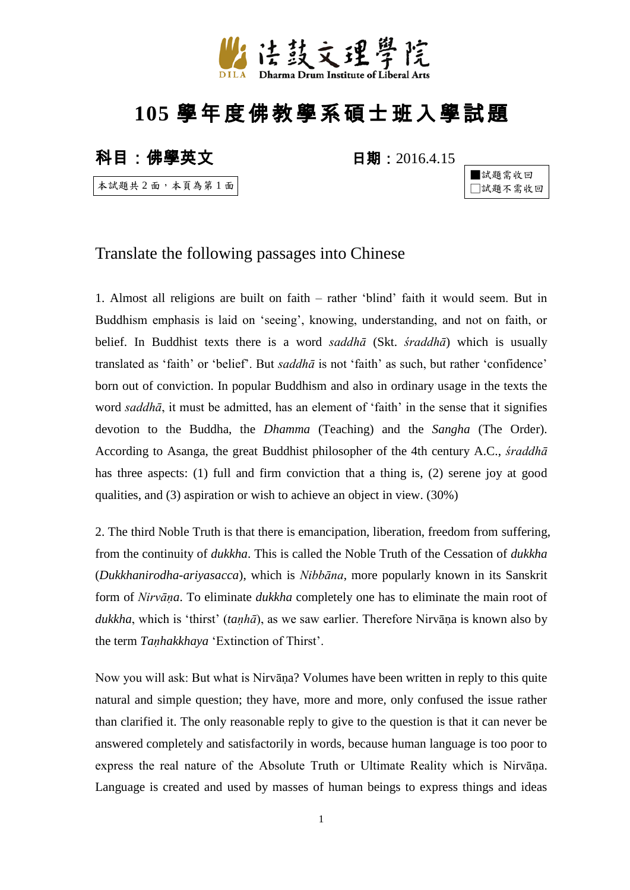法鼓文理學院
DILA Dharma Drum Institute of Liberal Arts

# 105 學年度佛教學系碩士班入學試題

**科目：佛學英文** **日期**：2016.4.15

本試題共 2 面，本頁為第 1 面

■試題需收回
□試題不需收回

## Translate the following passages into Chinese

1. Almost all religions are built on faith – rather 'blind' faith it would seem. But in Buddhism emphasis is laid on 'seeing', knowing, understanding, and not on faith, or belief. In Buddhist texts there is a word *saddhā* (Skt. *śraddhā*) which is usually translated as 'faith' or 'belief'. But *saddhā* is not 'faith' as such, but rather 'confidence' born out of conviction. In popular Buddhism and also in ordinary usage in the texts the word *saddhā*, it must be admitted, has an element of 'faith' in the sense that it signifies devotion to the Buddha, the *Dhamma* (Teaching) and the *Sangha* (The Order). According to Asanga, the great Buddhist philosopher of the 4th century A.C., *śraddhā* has three aspects: (1) full and firm conviction that a thing is, (2) serene joy at good qualities, and (3) aspiration or wish to achieve an object in view. (30%)

2. The third Noble Truth is that there is emancipation, liberation, freedom from suffering, from the continuity of *dukkha*. This is called the Noble Truth of the Cessation of *dukkha* (*Dukkhanirodha-ariyasacca*), which is *Nibbāna*, more popularly known in its Sanskrit form of *Nirvāṇa*. To eliminate *dukkha* completely one has to eliminate the main root of *dukkha*, which is 'thirst' (*taṇhā*), as we saw earlier. Therefore Nirvāṇa is known also by the term *Taṇhakkhaya* 'Extinction of Thirst'.

Now you will ask: But what is Nirvāṇa? Volumes have been written in reply to this quite natural and simple question; they have, more and more, only confused the issue rather than clarified it. The only reasonable reply to give to the question is that it can never be answered completely and satisfactorily in words, because human language is too poor to express the real nature of the Absolute Truth or Ultimate Reality which is Nirvāṇa. Language is created and used by masses of human beings to express things and ideas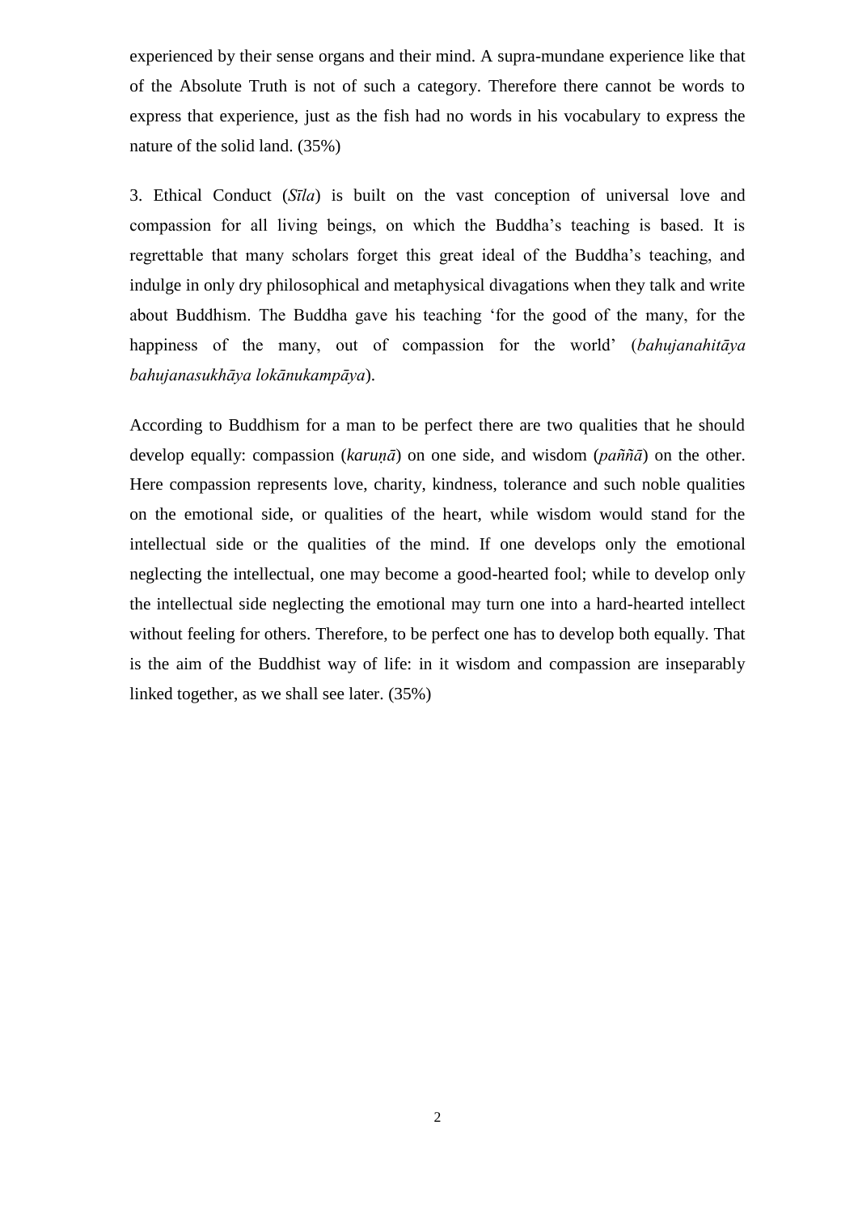experienced by their sense organs and their mind. A supra-mundane experience like that of the Absolute Truth is not of such a category. Therefore there cannot be words to express that experience, just as the fish had no words in his vocabulary to express the nature of the solid land. (35%)

3. Ethical Conduct (*Sīla*) is built on the vast conception of universal love and compassion for all living beings, on which the Buddha's teaching is based. It is regrettable that many scholars forget this great ideal of the Buddha's teaching, and indulge in only dry philosophical and metaphysical divagations when they talk and write about Buddhism. The Buddha gave his teaching 'for the good of the many, for the happiness of the many, out of compassion for the world' (*bahujanahitāya bahujanasukhāya lokānukampāya*).

According to Buddhism for a man to be perfect there are two qualities that he should develop equally: compassion (*karuṇā*) on one side, and wisdom (*paññā*) on the other. Here compassion represents love, charity, kindness, tolerance and such noble qualities on the emotional side, or qualities of the heart, while wisdom would stand for the intellectual side or the qualities of the mind. If one develops only the emotional neglecting the intellectual, one may become a good-hearted fool; while to develop only the intellectual side neglecting the emotional may turn one into a hard-hearted intellect without feeling for others. Therefore, to be perfect one has to develop both equally. That is the aim of the Buddhist way of life: in it wisdom and compassion are inseparably linked together, as we shall see later. (35%)